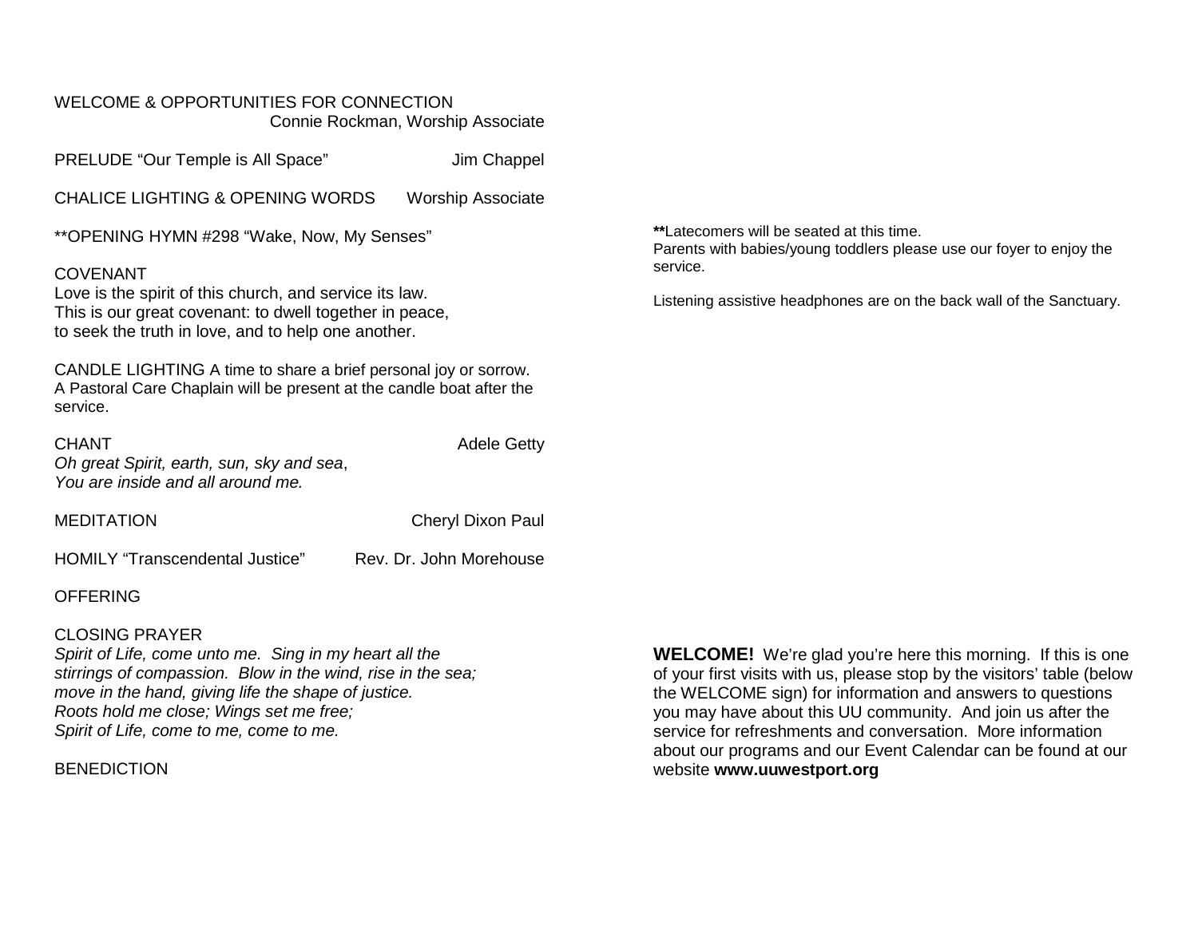WELCOME & OPPORTUNITIES FOR CONNECTION
Connie Rockman, Worship Associate

PRELUDE "Our Temple is All Space" Jim Chappel

CHALICE LIGHTING & OPENING WORDS Worship Associate

**OPENING HYMN #298 "Wake, Now, My Senses"

COVENANT
Love is the spirit of this church, and service its law.
This is our great covenant: to dwell together in peace,
to seek the truth in love, and to help one another.

CANDLE LIGHTING A time to share a brief personal joy or sorrow. A Pastoral Care Chaplain will be present at the candle boat after the service.

CHANT Adele Getty
*Oh great Spirit, earth, sun, sky and sea*,
*You are inside and all around me.*

MEDITATION Cheryl Dixon Paul

HOMILY "Transcendental Justice" Rev. Dr. John Morehouse

OFFERING

CLOSING PRAYER
*Spirit of Life, come unto me. Sing in my heart all the stirrings of compassion. Blow in the wind, rise in the sea; move in the hand, giving life the shape of justice.*
*Roots hold me close; Wings set me free;*
*Spirit of Life, come to me, come to me.*

BENEDICTION

**Latecomers will be seated at this time.
Parents with babies/young toddlers please use our foyer to enjoy the service.

Listening assistive headphones are on the back wall of the Sanctuary.

**WELCOME!** We're glad you're here this morning. If this is one of your first visits with us, please stop by the visitors' table (below the WELCOME sign) for information and answers to questions you may have about this UU community. And join us after the service for refreshments and conversation. More information about our programs and our Event Calendar can be found at our website **www.uuwestport.org**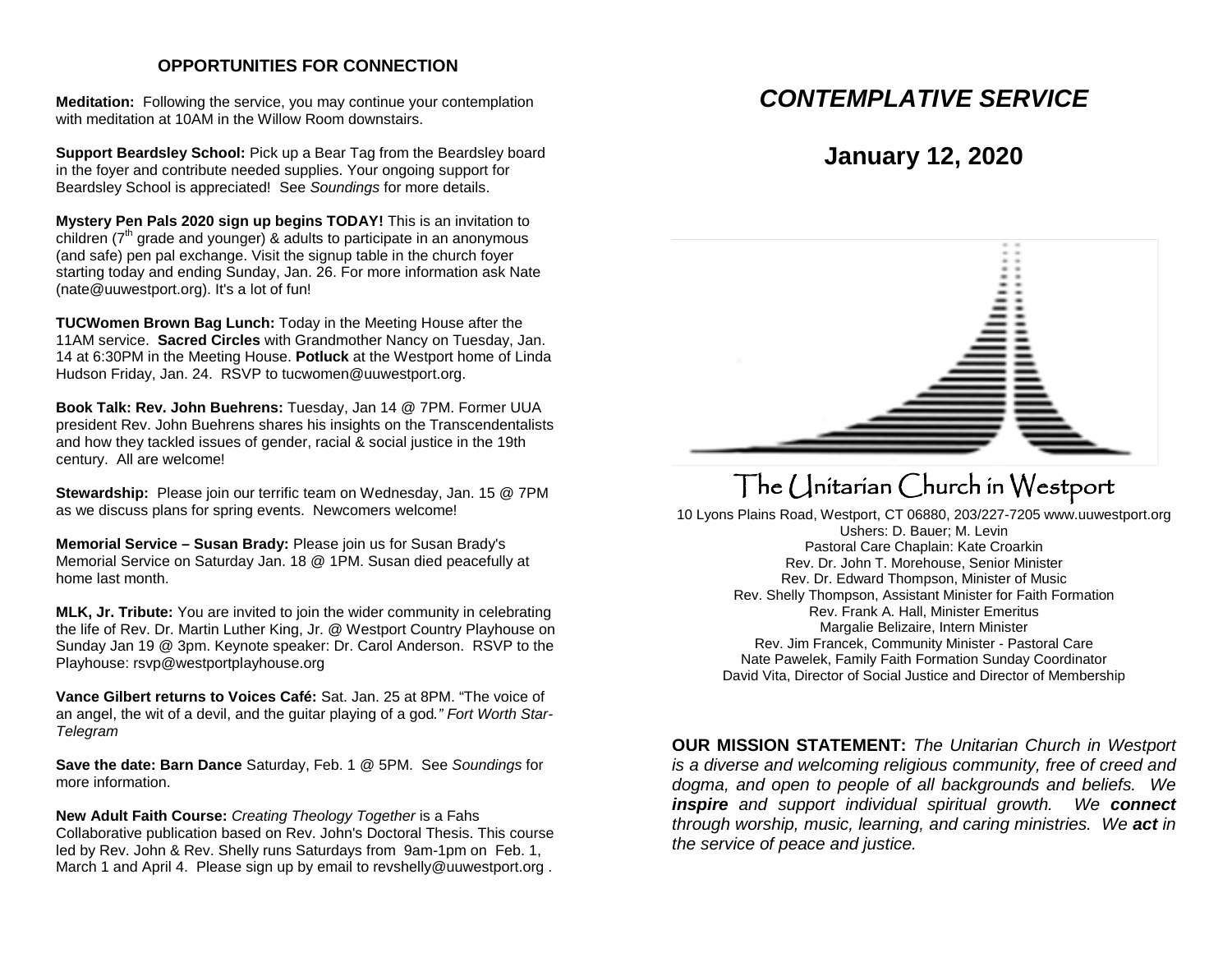## OPPORTUNITIES FOR CONNECTION

**Meditation:** Following the service, you may continue your contemplation with meditation at 10AM in the Willow Room downstairs.

**Support Beardsley School:** Pick up a Bear Tag from the Beardsley board in the foyer and contribute needed supplies. Your ongoing support for Beardsley School is appreciated! See *Soundings* for more details.

**Mystery Pen Pals 2020 sign up begins TODAY!** This is an invitation to children (7th grade and younger) & adults to participate in an anonymous (and safe) pen pal exchange. Visit the signup table in the church foyer starting today and ending Sunday, Jan. 26. For more information ask Nate (nate@uuwestport.org). It's a lot of fun!

**TUCWomen Brown Bag Lunch:** Today in the Meeting House after the 11AM service. **Sacred Circles** with Grandmother Nancy on Tuesday, Jan. 14 at 6:30PM in the Meeting House. **Potluck** at the Westport home of Linda Hudson Friday, Jan. 24. RSVP to tucwomen@uuwestport.org.

**Book Talk: Rev. John Buehrens:** Tuesday, Jan 14 @ 7PM. Former UUA president Rev. John Buehrens shares his insights on the Transcendentalists and how they tackled issues of gender, racial & social justice in the 19th century. All are welcome!

**Stewardship:** Please join our terrific team on Wednesday, Jan. 15 @ 7PM as we discuss plans for spring events. Newcomers welcome!

**Memorial Service – Susan Brady:** Please join us for Susan Brady's Memorial Service on Saturday Jan. 18 @ 1PM. Susan died peacefully at home last month.

**MLK, Jr. Tribute:** You are invited to join the wider community in celebrating the life of Rev. Dr. Martin Luther King, Jr. @ Westport Country Playhouse on Sunday Jan 19 @ 3pm. Keynote speaker: Dr. Carol Anderson. RSVP to the Playhouse: rsvp@westportplayhouse.org

**Vance Gilbert returns to Voices Café:** Sat. Jan. 25 at 8PM. "The voice of an angel, the wit of a devil, and the guitar playing of a god*." Fort Worth Star-Telegram*

**Save the date: Barn Dance** Saturday, Feb. 1 @ 5PM. See *Soundings* for more information.

**New Adult Faith Course:** *Creating Theology Together* is a Fahs Collaborative publication based on Rev. John's Doctoral Thesis. This course led by Rev. John & Rev. Shelly runs Saturdays from 9am-1pm on Feb. 1, March 1 and April 4. Please sign up by email to revshelly@uuwestport.org .

# *CONTEMPLATIVE SERVICE*

## January 12, 2020

# The Unitarian Church in Westport

10 Lyons Plains Road, Westport, CT 06880, 203/227-7205 www.uuwestport.org
Ushers: D. Bauer; M. Levin
Pastoral Care Chaplain: Kate Croarkin
Rev. Dr. John T. Morehouse, Senior Minister
Rev. Dr. Edward Thompson, Minister of Music
Rev. Shelly Thompson, Assistant Minister for Faith Formation
Rev. Frank A. Hall, Minister Emeritus
Margalie Belizaire, Intern Minister
Rev. Jim Francek, Community Minister - Pastoral Care
Nate Pawelek, Family Faith Formation Sunday Coordinator
David Vita, Director of Social Justice and Director of Membership

**OUR MISSION STATEMENT:** *The Unitarian Church in Westport is a diverse and welcoming religious community, free of creed and dogma, and open to people of all backgrounds and beliefs. We **inspire** and support individual spiritual growth. We **connect** through worship, music, learning, and caring ministries. We **act** in the service of peace and justice.*